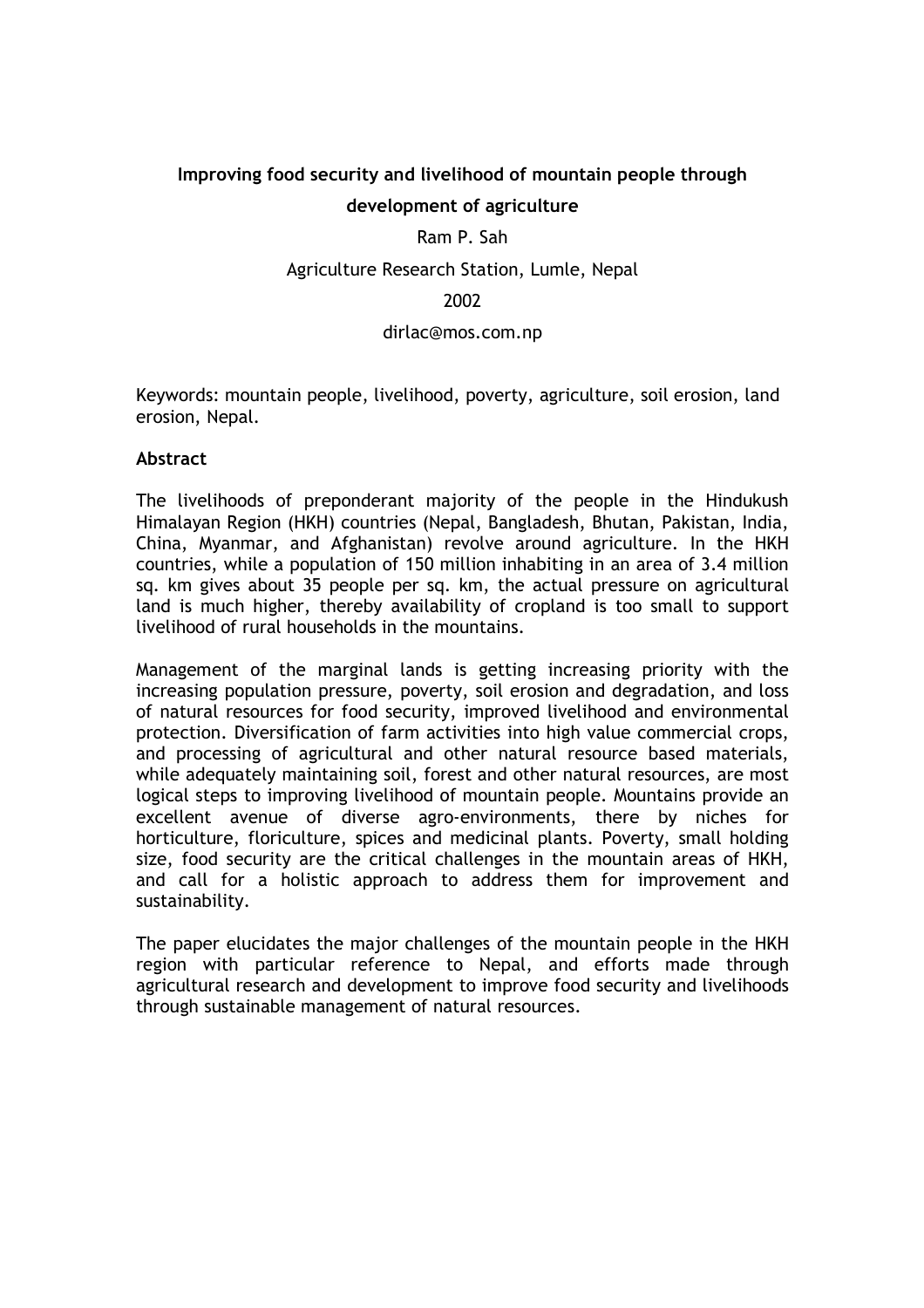# Improving food security and livelihood of mountain people through development of agriculture

Ram P. Sah

Agriculture Research Station, Lumle, Nepal

2002

dirlac@mos.com.np

Keywords: mountain people, livelihood, poverty, agriculture, soil erosion, land erosion, Nepal.

## Abstract

The livelihoods of preponderant majority of the people in the Hindukush Himalayan Region (HKH) countries (Nepal, Bangladesh, Bhutan, Pakistan, India, China, Myanmar, and Afghanistan) revolve around agriculture. In the HKH countries, while a population of 150 million inhabiting in an area of 3.4 million sq. km gives about 35 people per sq. km, the actual pressure on agricultural land is much higher, thereby availability of cropland is too small to support livelihood of rural households in the mountains.

Management of the marginal lands is getting increasing priority with the increasing population pressure, poverty, soil erosion and degradation, and loss of natural resources for food security, improved livelihood and environmental protection. Diversification of farm activities into high value commercial crops, and processing of agricultural and other natural resource based materials, while adequately maintaining soil, forest and other natural resources, are most logical steps to improving livelihood of mountain people. Mountains provide an excellent avenue of diverse agro-environments, there by niches for horticulture, floriculture, spices and medicinal plants. Poverty, small holding size, food security are the critical challenges in the mountain areas of HKH, and call for a holistic approach to address them for improvement and sustainability.

The paper elucidates the major challenges of the mountain people in the HKH region with particular reference to Nepal, and efforts made through agricultural research and development to improve food security and livelihoods through sustainable management of natural resources.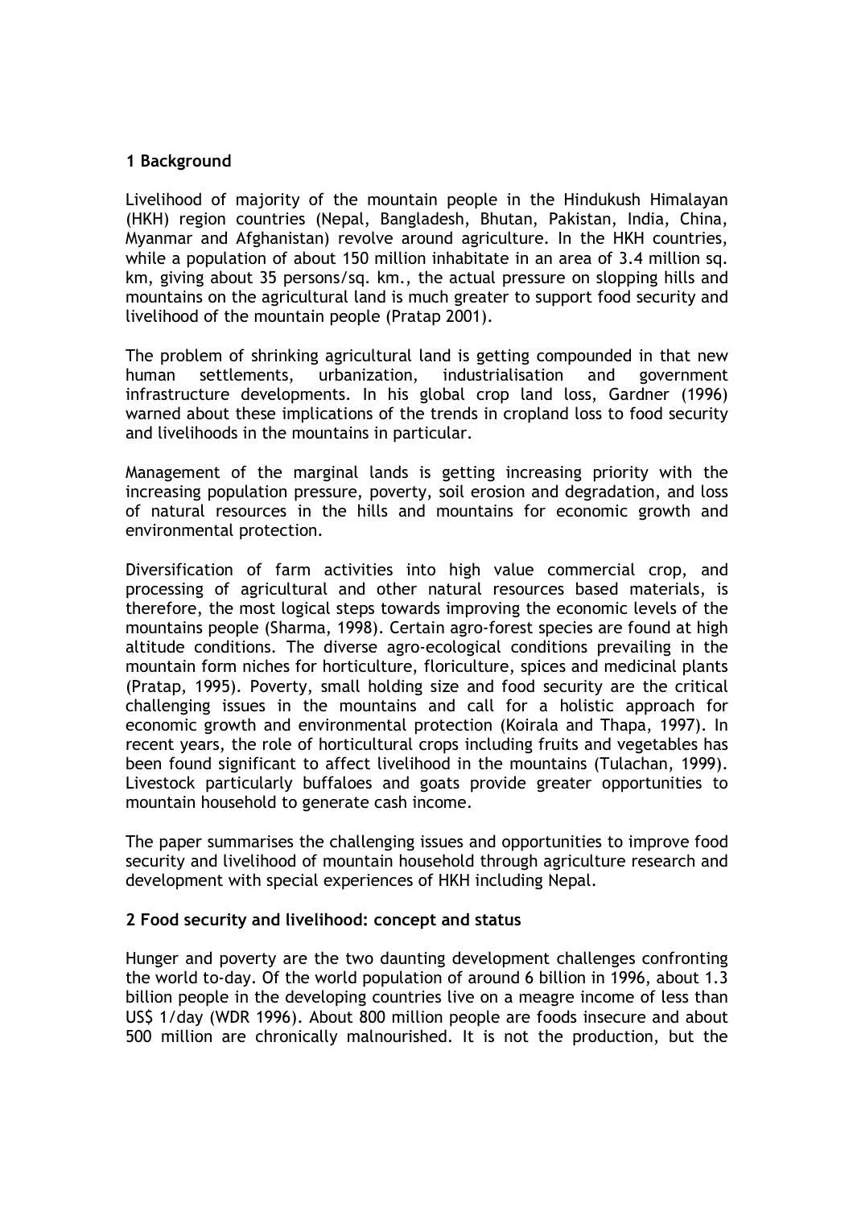## 1 Background

Livelihood of majority of the mountain people in the Hindukush Himalayan (HKH) region countries (Nepal, Bangladesh, Bhutan, Pakistan, India, China, Myanmar and Afghanistan) revolve around agriculture. In the HKH countries, while a population of about 150 million inhabitate in an area of 3.4 million sq. km, giving about 35 persons/sq. km., the actual pressure on slopping hills and mountains on the agricultural land is much greater to support food security and livelihood of the mountain people (Pratap 2001).

The problem of shrinking agricultural land is getting compounded in that new human settlements, urbanization, industrialisation and government infrastructure developments. In his global crop land loss, Gardner (1996) warned about these implications of the trends in cropland loss to food security and livelihoods in the mountains in particular.

Management of the marginal lands is getting increasing priority with the increasing population pressure, poverty, soil erosion and degradation, and loss of natural resources in the hills and mountains for economic growth and environmental protection.

Diversification of farm activities into high value commercial crop, and processing of agricultural and other natural resources based materials, is therefore, the most logical steps towards improving the economic levels of the mountains people (Sharma, 1998). Certain agro-forest species are found at high altitude conditions. The diverse agro-ecological conditions prevailing in the mountain form niches for horticulture, floriculture, spices and medicinal plants (Pratap, 1995). Poverty, small holding size and food security are the critical challenging issues in the mountains and call for a holistic approach for economic growth and environmental protection (Koirala and Thapa, 1997). In recent years, the role of horticultural crops including fruits and vegetables has been found significant to affect livelihood in the mountains (Tulachan, 1999). Livestock particularly buffaloes and goats provide greater opportunities to mountain household to generate cash income.

The paper summarises the challenging issues and opportunities to improve food security and livelihood of mountain household through agriculture research and development with special experiences of HKH including Nepal.

## 2 Food security and livelihood: concept and status

Hunger and poverty are the two daunting development challenges confronting the world to-day. Of the world population of around 6 billion in 1996, about 1.3 billion people in the developing countries live on a meagre income of less than US$ 1/day (WDR 1996). About 800 million people are foods insecure and about 500 million are chronically malnourished. It is not the production, but the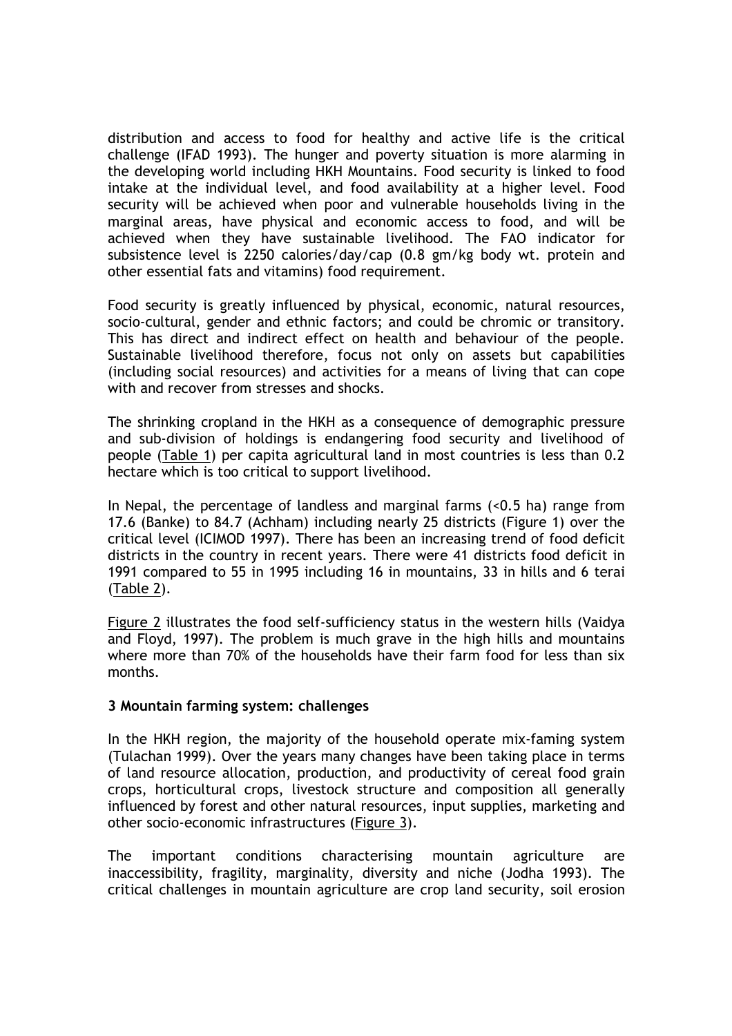distribution and access to food for healthy and active life is the critical challenge (IFAD 1993). The hunger and poverty situation is more alarming in the developing world including HKH Mountains. Food security is linked to food intake at the individual level, and food availability at a higher level. Food security will be achieved when poor and vulnerable households living in the marginal areas, have physical and economic access to food, and will be achieved when they have sustainable livelihood. The FAO indicator for subsistence level is 2250 calories/day/cap (0.8 gm/kg body wt. protein and other essential fats and vitamins) food requirement.

Food security is greatly influenced by physical, economic, natural resources, socio-cultural, gender and ethnic factors; and could be chromic or transitory. This has direct and indirect effect on health and behaviour of the people. Sustainable livelihood therefore, focus not only on assets but capabilities (including social resources) and activities for a means of living that can cope with and recover from stresses and shocks.

The shrinking cropland in the HKH as a consequence of demographic pressure and sub-division of holdings is endangering food security and livelihood of people (Table 1) per capita agricultural land in most countries is less than 0.2 hectare which is too critical to support livelihood.

In Nepal, the percentage of landless and marginal farms (<0.5 ha) range from 17.6 (Banke) to 84.7 (Achham) including nearly 25 districts (Figure 1) over the critical level (ICIMOD 1997). There has been an increasing trend of food deficit districts in the country in recent years. There were 41 districts food deficit in 1991 compared to 55 in 1995 including 16 in mountains, 33 in hills and 6 terai (Table 2).

Figure 2 illustrates the food self-sufficiency status in the western hills (Vaidya and Floyd, 1997). The problem is much grave in the high hills and mountains where more than 70% of the households have their farm food for less than six months.

### 3 Mountain farming system: challenges

In the HKH region, the majority of the household operate mix-faming system (Tulachan 1999). Over the years many changes have been taking place in terms of land resource allocation, production, and productivity of cereal food grain crops, horticultural crops, livestock structure and composition all generally influenced by forest and other natural resources, input supplies, marketing and other socio-economic infrastructures (Figure 3).

The important conditions characterising mountain agriculture are inaccessibility, fragility, marginality, diversity and niche (Jodha 1993). The critical challenges in mountain agriculture are crop land security, soil erosion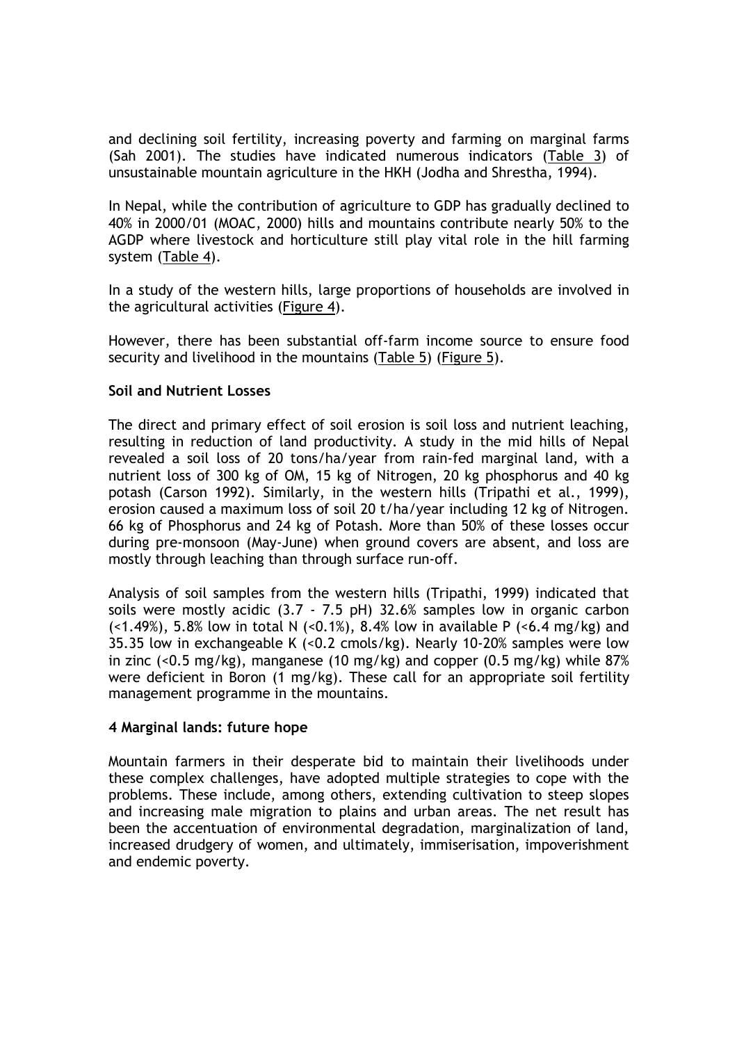and declining soil fertility, increasing poverty and farming on marginal farms (Sah 2001). The studies have indicated numerous indicators (Table 3) of unsustainable mountain agriculture in the HKH (Jodha and Shrestha, 1994).

In Nepal, while the contribution of agriculture to GDP has gradually declined to 40% in 2000/01 (MOAC, 2000) hills and mountains contribute nearly 50% to the AGDP where livestock and horticulture still play vital role in the hill farming system (Table 4).

In a study of the western hills, large proportions of households are involved in the agricultural activities (Figure 4).

However, there has been substantial off-farm income source to ensure food security and livelihood in the mountains (Table 5) (Figure 5).

**Soil and Nutrient Losses**

The direct and primary effect of soil erosion is soil loss and nutrient leaching, resulting in reduction of land productivity. A study in the mid hills of Nepal revealed a soil loss of 20 tons/ha/year from rain-fed marginal land, with a nutrient loss of 300 kg of OM, 15 kg of Nitrogen, 20 kg phosphorus and 40 kg potash (Carson 1992). Similarly, in the western hills (Tripathi et al., 1999), erosion caused a maximum loss of soil 20 t/ha/year including 12 kg of Nitrogen. 66 kg of Phosphorus and 24 kg of Potash. More than 50% of these losses occur during pre-monsoon (May-June) when ground covers are absent, and loss are mostly through leaching than through surface run-off.

Analysis of soil samples from the western hills (Tripathi, 1999) indicated that soils were mostly acidic (3.7 - 7.5 pH) 32.6% samples low in organic carbon (<1.49%), 5.8% low in total N (<0.1%), 8.4% low in available P (<6.4 mg/kg) and 35.35 low in exchangeable K (<0.2 cmols/kg). Nearly 10-20% samples were low in zinc (<0.5 mg/kg), manganese (10 mg/kg) and copper (0.5 mg/kg) while 87% were deficient in Boron (1 mg/kg). These call for an appropriate soil fertility management programme in the mountains.

**4 Marginal lands: future hope**

Mountain farmers in their desperate bid to maintain their livelihoods under these complex challenges, have adopted multiple strategies to cope with the problems. These include, among others, extending cultivation to steep slopes and increasing male migration to plains and urban areas. The net result has been the accentuation of environmental degradation, marginalization of land, increased drudgery of women, and ultimately, immiserisation, impoverishment and endemic poverty.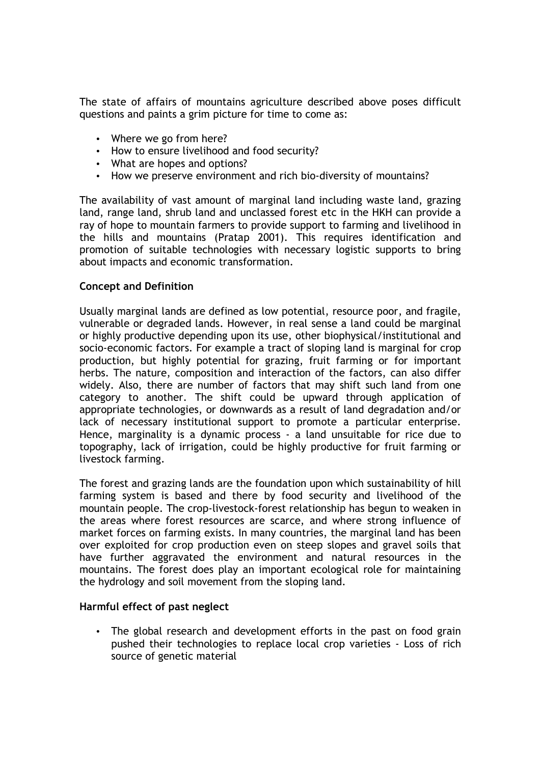The state of affairs of mountains agriculture described above poses difficult questions and paints a grim picture for time to come as:

- Where we go from here?
- How to ensure livelihood and food security?
- What are hopes and options?
- How we preserve environment and rich bio-diversity of mountains?

The availability of vast amount of marginal land including waste land, grazing land, range land, shrub land and unclassed forest etc in the HKH can provide a ray of hope to mountain farmers to provide support to farming and livelihood in the hills and mountains (Pratap 2001). This requires identification and promotion of suitable technologies with necessary logistic supports to bring about impacts and economic transformation.

**Concept and Definition**

Usually marginal lands are defined as low potential, resource poor, and fragile, vulnerable or degraded lands. However, in real sense a land could be marginal or highly productive depending upon its use, other biophysical/institutional and socio-economic factors. For example a tract of sloping land is marginal for crop production, but highly potential for grazing, fruit farming or for important herbs. The nature, composition and interaction of the factors, can also differ widely. Also, there are number of factors that may shift such land from one category to another. The shift could be upward through application of appropriate technologies, or downwards as a result of land degradation and/or lack of necessary institutional support to promote a particular enterprise. Hence, marginality is a dynamic process - a land unsuitable for rice due to topography, lack of irrigation, could be highly productive for fruit farming or livestock farming.

The forest and grazing lands are the foundation upon which sustainability of hill farming system is based and there by food security and livelihood of the mountain people. The crop-livestock-forest relationship has begun to weaken in the areas where forest resources are scarce, and where strong influence of market forces on farming exists. In many countries, the marginal land has been over exploited for crop production even on steep slopes and gravel soils that have further aggravated the environment and natural resources in the mountains. The forest does play an important ecological role for maintaining the hydrology and soil movement from the sloping land.

**Harmful effect of past neglect**

- The global research and development efforts in the past on food grain pushed their technologies to replace local crop varieties - Loss of rich source of genetic material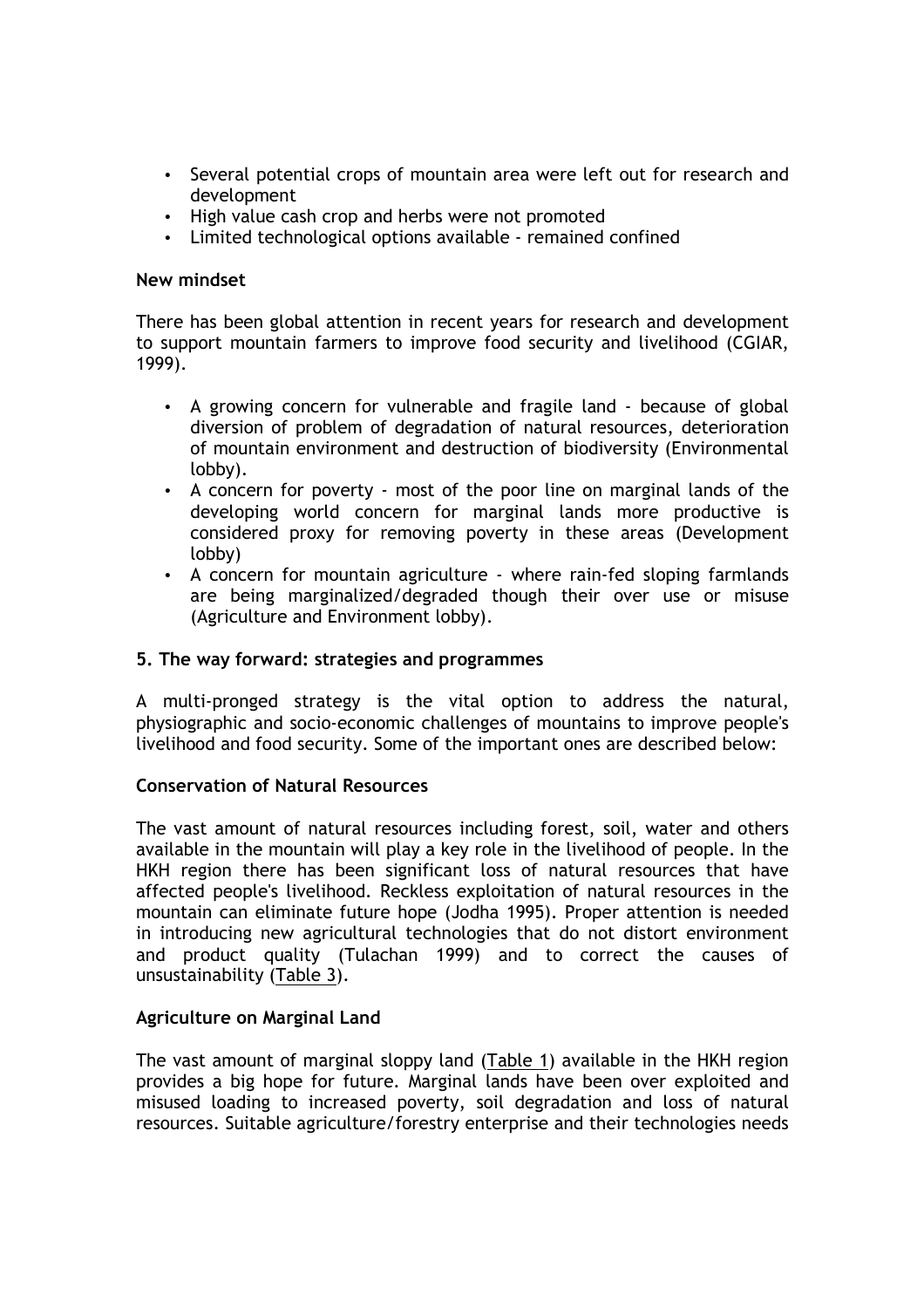- Several potential crops of mountain area were left out for research and development
- High value cash crop and herbs were not promoted
- Limited technological options available - remained confined

**New mindset**

There has been global attention in recent years for research and development to support mountain farmers to improve food security and livelihood (CGIAR, 1999).

- A growing concern for vulnerable and fragile land - because of global diversion of problem of degradation of natural resources, deterioration of mountain environment and destruction of biodiversity (Environmental lobby).
- A concern for poverty - most of the poor line on marginal lands of the developing world concern for marginal lands more productive is considered proxy for removing poverty in these areas (Development lobby)
- A concern for mountain agriculture - where rain-fed sloping farmlands are being marginalized/degraded though their over use or misuse (Agriculture and Environment lobby).

### 5. The way forward: strategies and programmes

A multi-pronged strategy is the vital option to address the natural, physiographic and socio-economic challenges of mountains to improve people's livelihood and food security. Some of the important ones are described below:

**Conservation of Natural Resources**

The vast amount of natural resources including forest, soil, water and others available in the mountain will play a key role in the livelihood of people. In the HKH region there has been significant loss of natural resources that have affected people's livelihood. Reckless exploitation of natural resources in the mountain can eliminate future hope (Jodha 1995). Proper attention is needed in introducing new agricultural technologies that do not distort environment and product quality (Tulachan 1999) and to correct the causes of unsustainability (Table 3).

**Agriculture on Marginal Land**

The vast amount of marginal sloppy land (Table 1) available in the HKH region provides a big hope for future. Marginal lands have been over exploited and misused loading to increased poverty, soil degradation and loss of natural resources. Suitable agriculture/forestry enterprise and their technologies needs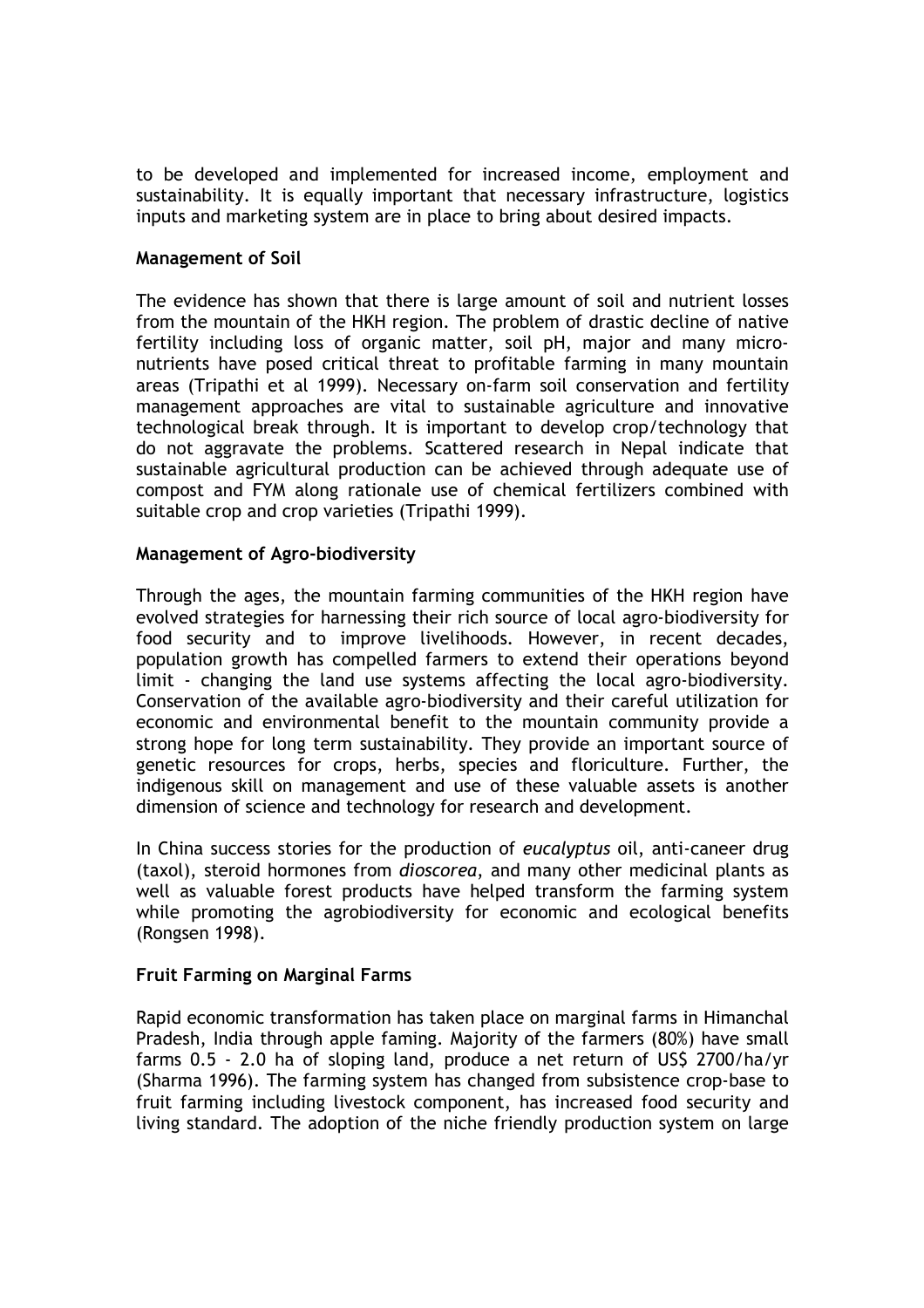to be developed and implemented for increased income, employment and sustainability. It is equally important that necessary infrastructure, logistics inputs and marketing system are in place to bring about desired impacts.

**Management of Soil**

The evidence has shown that there is large amount of soil and nutrient losses from the mountain of the HKH region. The problem of drastic decline of native fertility including loss of organic matter, soil pH, major and many micro-nutrients have posed critical threat to profitable farming in many mountain areas (Tripathi et al 1999). Necessary on-farm soil conservation and fertility management approaches are vital to sustainable agriculture and innovative technological break through. It is important to develop crop/technology that do not aggravate the problems. Scattered research in Nepal indicate that sustainable agricultural production can be achieved through adequate use of compost and FYM along rationale use of chemical fertilizers combined with suitable crop and crop varieties (Tripathi 1999).

**Management of Agro-biodiversity**

Through the ages, the mountain farming communities of the HKH region have evolved strategies for harnessing their rich source of local agro-biodiversity for food security and to improve livelihoods. However, in recent decades, population growth has compelled farmers to extend their operations beyond limit - changing the land use systems affecting the local agro-biodiversity. Conservation of the available agro-biodiversity and their careful utilization for economic and environmental benefit to the mountain community provide a strong hope for long term sustainability. They provide an important source of genetic resources for crops, herbs, species and floriculture. Further, the indigenous skill on management and use of these valuable assets is another dimension of science and technology for research and development.

In China success stories for the production of *eucalyptus* oil, anti-caneer drug (taxol), steroid hormones from *dioscorea*, and many other medicinal plants as well as valuable forest products have helped transform the farming system while promoting the agrobiodiversity for economic and ecological benefits (Rongsen 1998).

**Fruit Farming on Marginal Farms**

Rapid economic transformation has taken place on marginal farms in Himanchal Pradesh, India through apple faming. Majority of the farmers (80%) have small farms 0.5 - 2.0 ha of sloping land, produce a net return of US$ 2700/ha/yr (Sharma 1996). The farming system has changed from subsistence crop-base to fruit farming including livestock component, has increased food security and living standard. The adoption of the niche friendly production system on large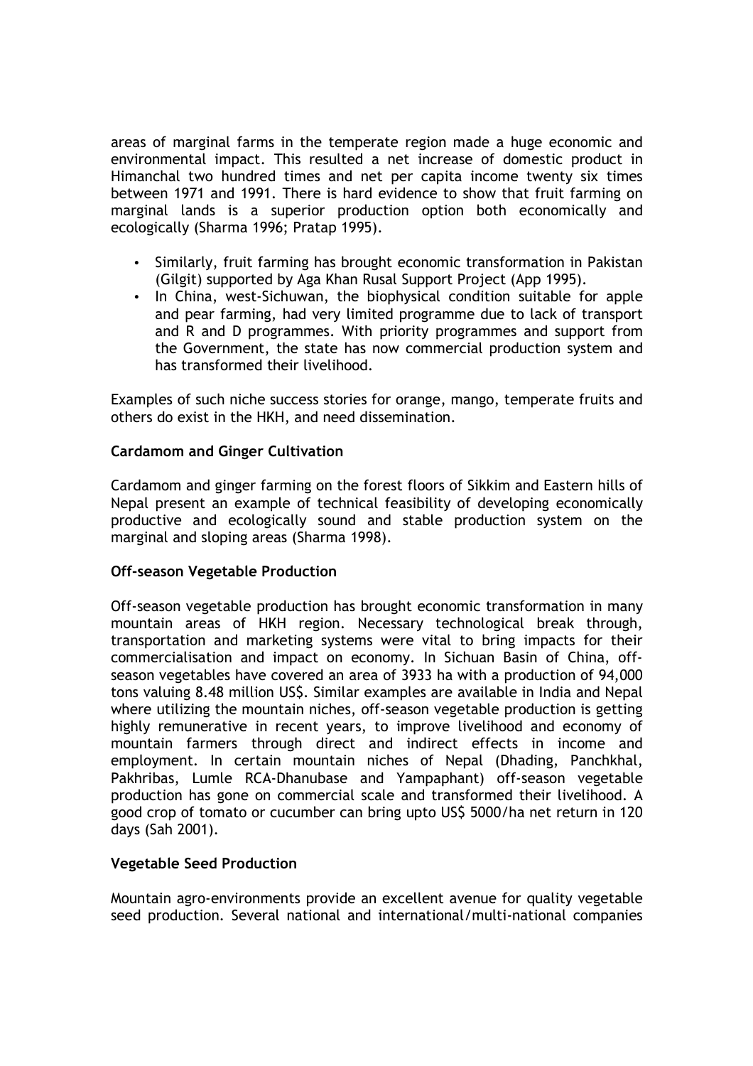areas of marginal farms in the temperate region made a huge economic and environmental impact. This resulted a net increase of domestic product in Himanchal two hundred times and net per capita income twenty six times between 1971 and 1991. There is hard evidence to show that fruit farming on marginal lands is a superior production option both economically and ecologically (Sharma 1996; Pratap 1995).

- Similarly, fruit farming has brought economic transformation in Pakistan (Gilgit) supported by Aga Khan Rusal Support Project (App 1995).
- In China, west-Sichuwan, the biophysical condition suitable for apple and pear farming, had very limited programme due to lack of transport and R and D programmes. With priority programmes and support from the Government, the state has now commercial production system and has transformed their livelihood.

Examples of such niche success stories for orange, mango, temperate fruits and others do exist in the HKH, and need dissemination.

**Cardamom and Ginger Cultivation**

Cardamom and ginger farming on the forest floors of Sikkim and Eastern hills of Nepal present an example of technical feasibility of developing economically productive and ecologically sound and stable production system on the marginal and sloping areas (Sharma 1998).

**Off-season Vegetable Production**

Off-season vegetable production has brought economic transformation in many mountain areas of HKH region. Necessary technological break through, transportation and marketing systems were vital to bring impacts for their commercialisation and impact on economy. In Sichuan Basin of China, off-season vegetables have covered an area of 3933 ha with a production of 94,000 tons valuing 8.48 million US$. Similar examples are available in India and Nepal where utilizing the mountain niches, off-season vegetable production is getting highly remunerative in recent years, to improve livelihood and economy of mountain farmers through direct and indirect effects in income and employment. In certain mountain niches of Nepal (Dhading, Panchkhal, Pakhribas, Lumle RCA-Dhanubase and Yampaphant) off-season vegetable production has gone on commercial scale and transformed their livelihood. A good crop of tomato or cucumber can bring upto US$ 5000/ha net return in 120 days (Sah 2001).

**Vegetable Seed Production**

Mountain agro-environments provide an excellent avenue for quality vegetable seed production. Several national and international/multi-national companies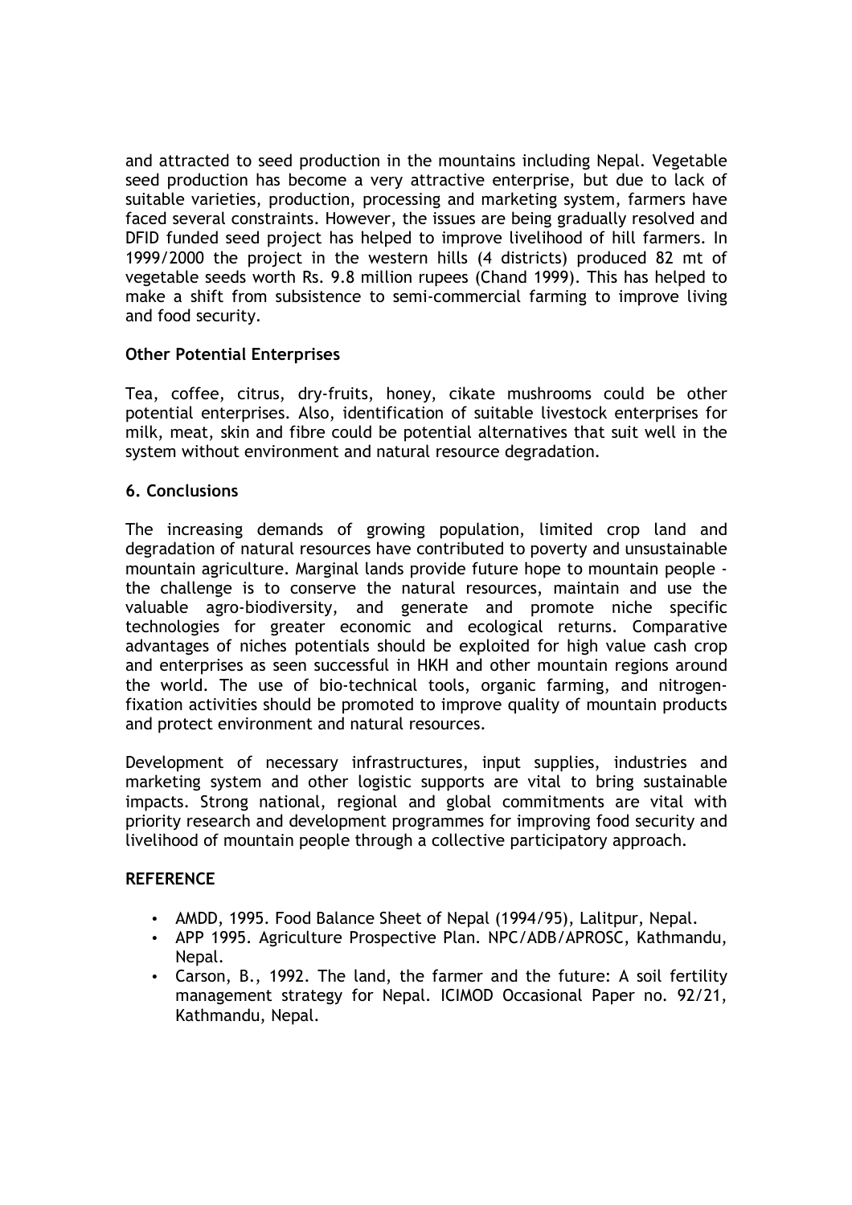and attracted to seed production in the mountains including Nepal. Vegetable seed production has become a very attractive enterprise, but due to lack of suitable varieties, production, processing and marketing system, farmers have faced several constraints. However, the issues are being gradually resolved and DFID funded seed project has helped to improve livelihood of hill farmers. In 1999/2000 the project in the western hills (4 districts) produced 82 mt of vegetable seeds worth Rs. 9.8 million rupees (Chand 1999). This has helped to make a shift from subsistence to semi-commercial farming to improve living and food security.

**Other Potential Enterprises**

Tea, coffee, citrus, dry-fruits, honey, cikate mushrooms could be other potential enterprises. Also, identification of suitable livestock enterprises for milk, meat, skin and fibre could be potential alternatives that suit well in the system without environment and natural resource degradation.

## 6. Conclusions

The increasing demands of growing population, limited crop land and degradation of natural resources have contributed to poverty and unsustainable mountain agriculture. Marginal lands provide future hope to mountain people - the challenge is to conserve the natural resources, maintain and use the valuable agro-biodiversity, and generate and promote niche specific technologies for greater economic and ecological returns. Comparative advantages of niches potentials should be exploited for high value cash crop and enterprises as seen successful in HKH and other mountain regions around the world. The use of bio-technical tools, organic farming, and nitrogen-fixation activities should be promoted to improve quality of mountain products and protect environment and natural resources.

Development of necessary infrastructures, input supplies, industries and marketing system and other logistic supports are vital to bring sustainable impacts. Strong national, regional and global commitments are vital with priority research and development programmes for improving food security and livelihood of mountain people through a collective participatory approach.

## REFERENCE

- AMDD, 1995. Food Balance Sheet of Nepal (1994/95), Lalitpur, Nepal.
- APP 1995. Agriculture Prospective Plan. NPC/ADB/APROSC, Kathmandu, Nepal.
- Carson, B., 1992. The land, the farmer and the future: A soil fertility management strategy for Nepal. ICIMOD Occasional Paper no. 92/21, Kathmandu, Nepal.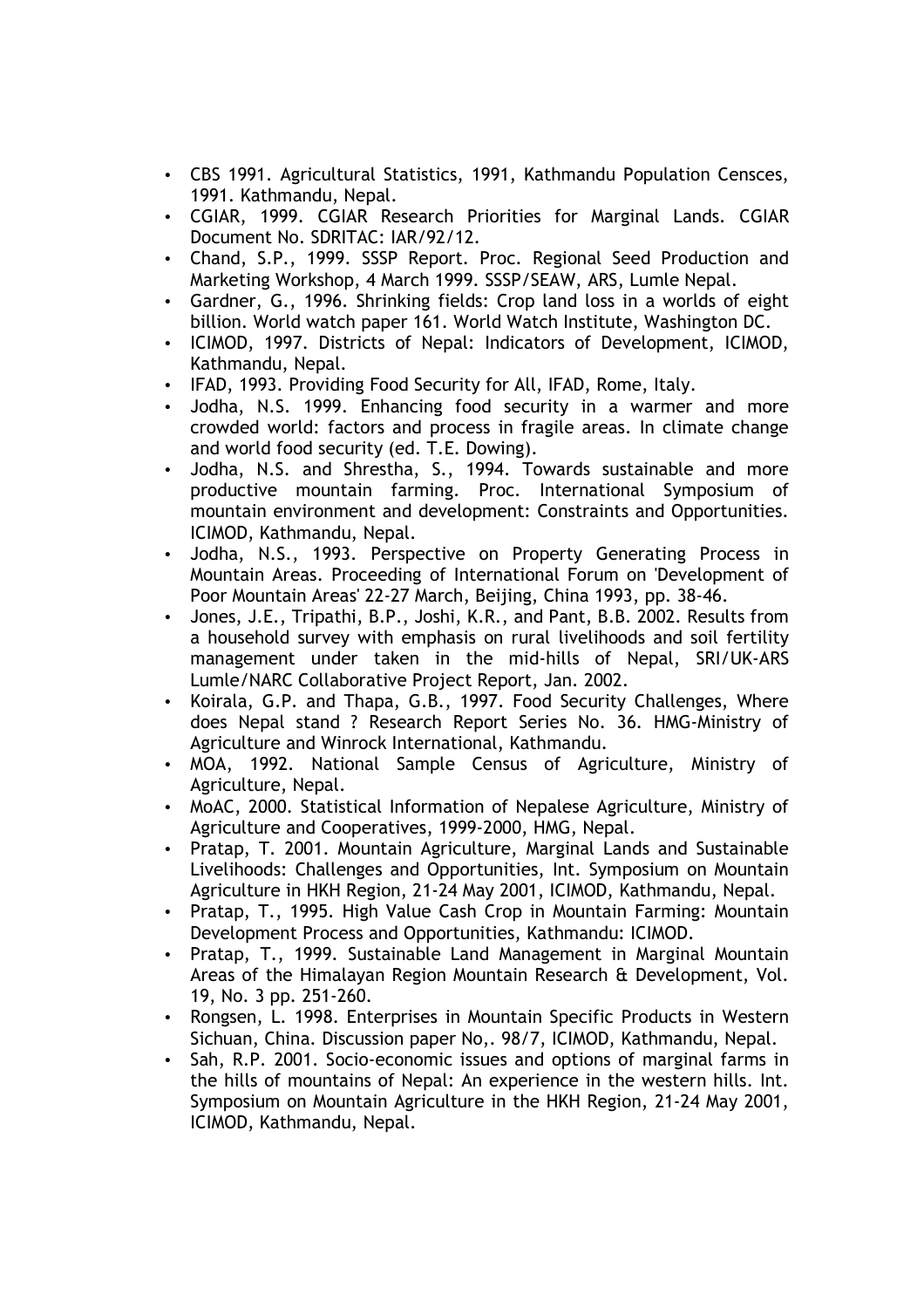- CBS 1991. Agricultural Statistics, 1991, Kathmandu Population Censces, 1991. Kathmandu, Nepal.
- CGIAR, 1999. CGIAR Research Priorities for Marginal Lands. CGIAR Document No. SDRITAC: IAR/92/12.
- Chand, S.P., 1999. SSSP Report. Proc. Regional Seed Production and Marketing Workshop, 4 March 1999. SSSP/SEAW, ARS, Lumle Nepal.
- Gardner, G., 1996. Shrinking fields: Crop land loss in a worlds of eight billion. World watch paper 161. World Watch Institute, Washington DC.
- ICIMOD, 1997. Districts of Nepal: Indicators of Development, ICIMOD, Kathmandu, Nepal.
- IFAD, 1993. Providing Food Security for All, IFAD, Rome, Italy.
- Jodha, N.S. 1999. Enhancing food security in a warmer and more crowded world: factors and process in fragile areas. In climate change and world food security (ed. T.E. Dowing).
- Jodha, N.S. and Shrestha, S., 1994. Towards sustainable and more productive mountain farming. Proc. International Symposium of mountain environment and development: Constraints and Opportunities. ICIMOD, Kathmandu, Nepal.
- Jodha, N.S., 1993. Perspective on Property Generating Process in Mountain Areas. Proceeding of International Forum on 'Development of Poor Mountain Areas' 22-27 March, Beijing, China 1993, pp. 38-46.
- Jones, J.E., Tripathi, B.P., Joshi, K.R., and Pant, B.B. 2002. Results from a household survey with emphasis on rural livelihoods and soil fertility management under taken in the mid-hills of Nepal, SRI/UK-ARS Lumle/NARC Collaborative Project Report, Jan. 2002.
- Koirala, G.P. and Thapa, G.B., 1997. Food Security Challenges, Where does Nepal stand ? Research Report Series No. 36. HMG-Ministry of Agriculture and Winrock International, Kathmandu.
- MOA, 1992. National Sample Census of Agriculture, Ministry of Agriculture, Nepal.
- MoAC, 2000. Statistical Information of Nepalese Agriculture, Ministry of Agriculture and Cooperatives, 1999-2000, HMG, Nepal.
- Pratap, T. 2001. Mountain Agriculture, Marginal Lands and Sustainable Livelihoods: Challenges and Opportunities, Int. Symposium on Mountain Agriculture in HKH Region, 21-24 May 2001, ICIMOD, Kathmandu, Nepal.
- Pratap, T., 1995. High Value Cash Crop in Mountain Farming: Mountain Development Process and Opportunities, Kathmandu: ICIMOD.
- Pratap, T., 1999. Sustainable Land Management in Marginal Mountain Areas of the Himalayan Region Mountain Research & Development, Vol. 19, No. 3 pp. 251-260.
- Rongsen, L. 1998. Enterprises in Mountain Specific Products in Western Sichuan, China. Discussion paper No,. 98/7, ICIMOD, Kathmandu, Nepal.
- Sah, R.P. 2001. Socio-economic issues and options of marginal farms in the hills of mountains of Nepal: An experience in the western hills. Int. Symposium on Mountain Agriculture in the HKH Region, 21-24 May 2001, ICIMOD, Kathmandu, Nepal.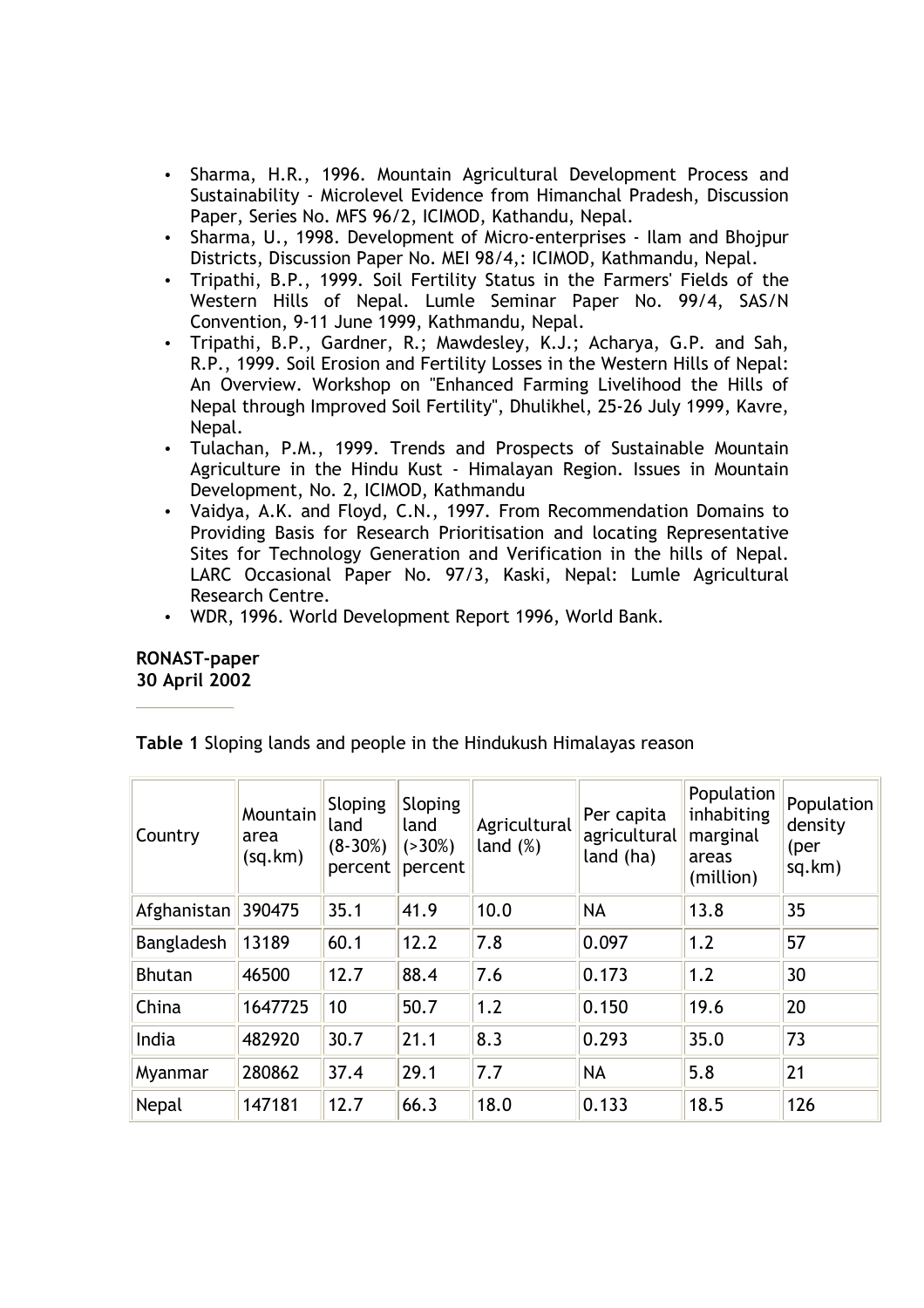- Sharma, H.R., 1996. Mountain Agricultural Development Process and Sustainability - Microlevel Evidence from Himanchal Pradesh, Discussion Paper, Series No. MFS 96/2, ICIMOD, Kathandu, Nepal.
- Sharma, U., 1998. Development of Micro-enterprises - Ilam and Bhojpur Districts, Discussion Paper No. MEI 98/4,: ICIMOD, Kathmandu, Nepal.
- Tripathi, B.P., 1999. Soil Fertility Status in the Farmers' Fields of the Western Hills of Nepal. Lumle Seminar Paper No. 99/4, SAS/N Convention, 9-11 June 1999, Kathmandu, Nepal.
- Tripathi, B.P., Gardner, R.; Mawdesley, K.J.; Acharya, G.P. and Sah, R.P., 1999. Soil Erosion and Fertility Losses in the Western Hills of Nepal: An Overview. Workshop on "Enhanced Farming Livelihood the Hills of Nepal through Improved Soil Fertility", Dhulikhel, 25-26 July 1999, Kavre, Nepal.
- Tulachan, P.M., 1999. Trends and Prospects of Sustainable Mountain Agriculture in the Hindu Kust - Himalayan Region. Issues in Mountain Development, No. 2, ICIMOD, Kathmandu
- Vaidya, A.K. and Floyd, C.N., 1997. From Recommendation Domains to Providing Basis for Research Prioritisation and locating Representative Sites for Technology Generation and Verification in the hills of Nepal. LARC Occasional Paper No. 97/3, Kaski, Nepal: Lumle Agricultural Research Centre.
- WDR, 1996. World Development Report 1996, World Bank.

**RONAST-paper**
**30 April 2002**

---

**Table 1** Sloping lands and people in the Hindukush Himalayas reason

| Country | Mountain area (sq.km) | Sloping land (8-30%) percent | Sloping land (>30%) percent | Agricultural land (%) | Per capita agricultural land (ha) | Population inhabiting marginal areas (million) | Population density (per sq.km) |
|---|---|---|---|---|---|---|---|
| Afghanistan | 390475 | 35.1 | 41.9 | 10.0 | NA | 13.8 | 35 |
| Bangladesh | 13189 | 60.1 | 12.2 | 7.8 | 0.097 | 1.2 | 57 |
| Bhutan | 46500 | 12.7 | 88.4 | 7.6 | 0.173 | 1.2 | 30 |
| China | 1647725 | 10 | 50.7 | 1.2 | 0.150 | 19.6 | 20 |
| India | 482920 | 30.7 | 21.1 | 8.3 | 0.293 | 35.0 | 73 |
| Myanmar | 280862 | 37.4 | 29.1 | 7.7 | NA | 5.8 | 21 |
| Nepal | 147181 | 12.7 | 66.3 | 18.0 | 0.133 | 18.5 | 126 |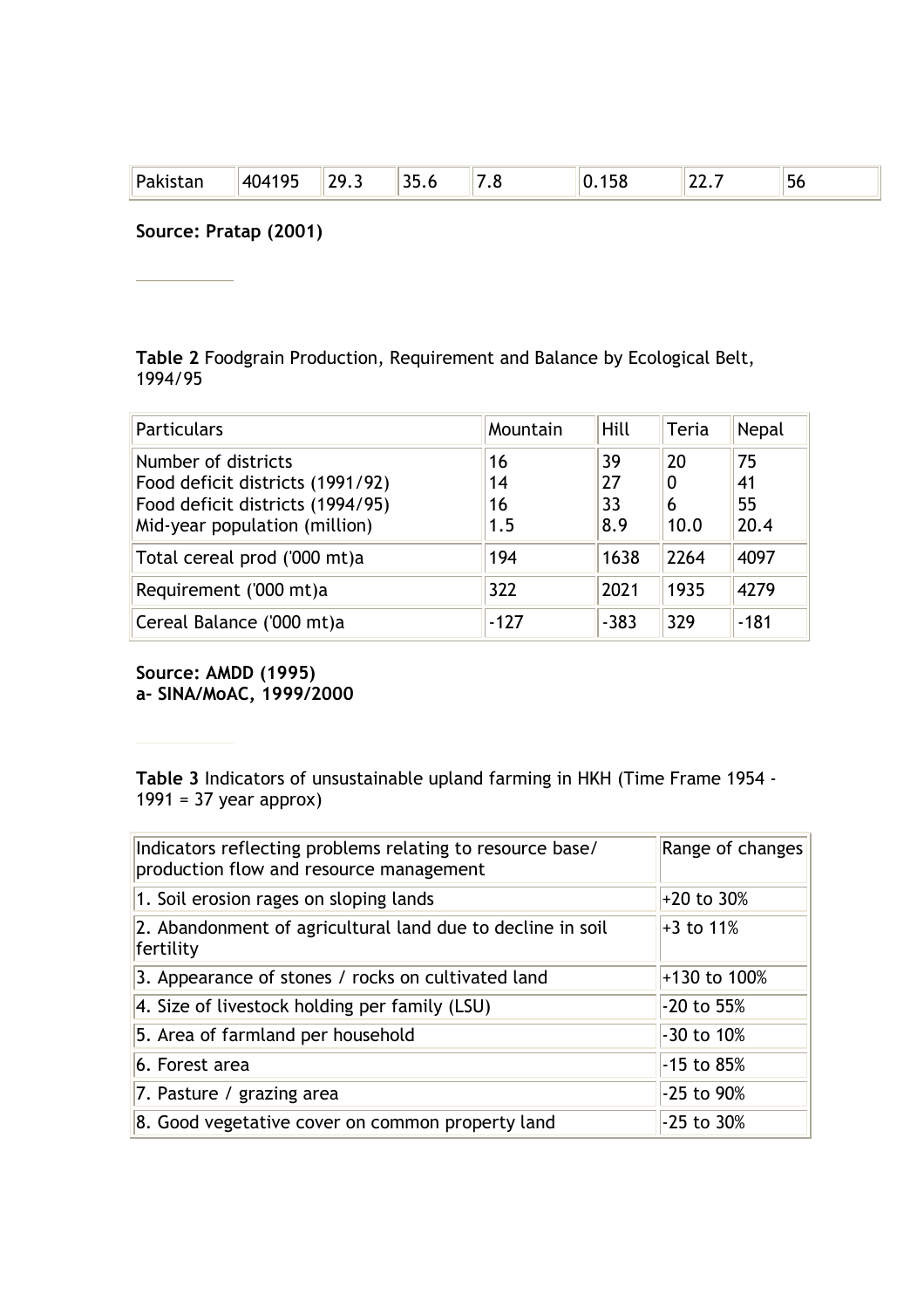| | | | | | | | |
|---|---|---|---|---|---|---|---|
| Pakistan | 404195 | 29.3 | 35.6 | 7.8 | 0.158 | 22.7 | 56 |

**Source: Pratap (2001)**

**Table 2** Foodgrain Production, Requirement and Balance by Ecological Belt, 1994/95

| Particulars | Mountain | Hill | Teria | Nepal |
|---|---|---|---|---|
| Number of districts<br>Food deficit districts (1991/92)<br>Food deficit districts (1994/95)<br>Mid-year population (million) | 16<br>14<br>16<br>1.5 | 39<br>27<br>33<br>8.9 | 20<br>0<br>6<br>10.0 | 75<br>41<br>55<br>20.4 |
| Total cereal prod ('000 mt)a | 194 | 1638 | 2264 | 4097 |
| Requirement ('000 mt)a | 322 | 2021 | 1935 | 4279 |
| Cereal Balance ('000 mt)a | -127 | -383 | 329 | -181 |

**Source: AMDD (1995)**
**a- SINA/MoAC, 1999/2000**

**Table 3** Indicators of unsustainable upland farming in HKH (Time Frame 1954 - 1991 = 37 year approx)

| Indicators reflecting problems relating to resource base/ production flow and resource management | Range of changes |
|---|---|
| 1. Soil erosion rages on sloping lands | +20 to 30% |
| 2. Abandonment of agricultural land due to decline in soil fertility | +3 to 11% |
| 3. Appearance of stones / rocks on cultivated land | +130 to 100% |
| 4. Size of livestock holding per family (LSU) | -20 to 55% |
| 5. Area of farmland per household | -30 to 10% |
| 6. Forest area | -15 to 85% |
| 7. Pasture / grazing area | -25 to 90% |
| 8. Good vegetative cover on common property land | -25 to 30% |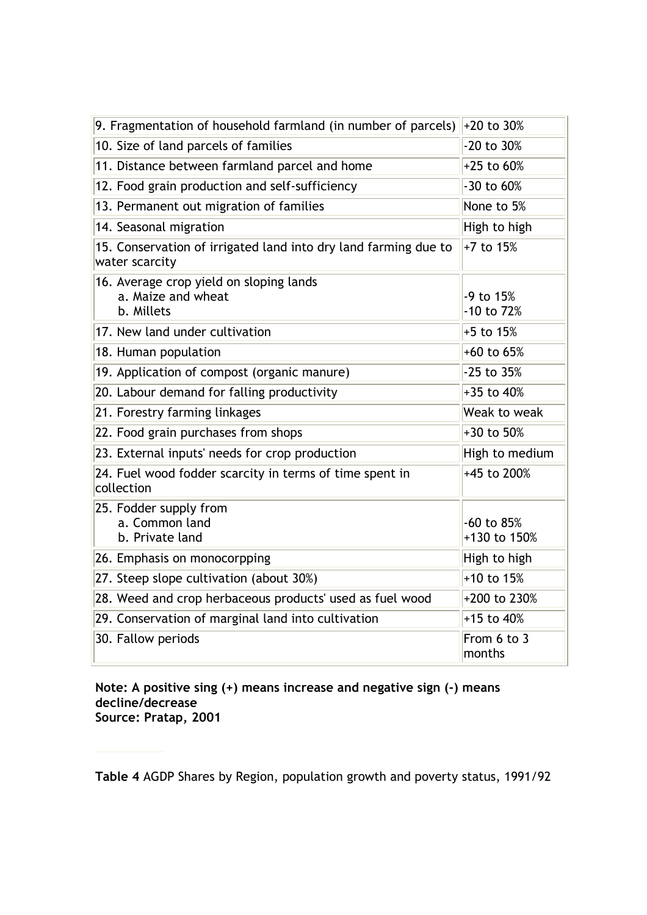| | |
|---|---|
| 9. Fragmentation of household farmland (in number of parcels) | +20 to 30% |
| 10. Size of land parcels of families | -20 to 30% |
| 11. Distance between farmland parcel and home | +25 to 60% |
| 12. Food grain production and self-sufficiency | -30 to 60% |
| 13. Permanent out migration of families | None to 5% |
| 14. Seasonal migration | High to high |
| 15. Conservation of irrigated land into dry land farming due to water scarcity | +7 to 15% |
| 16. Average crop yield on sloping lands<br>a. Maize and wheat<br>b. Millets | <br>-9 to 15%<br>-10 to 72% |
| 17. New land under cultivation | +5 to 15% |
| 18. Human population | +60 to 65% |
| 19. Application of compost (organic manure) | -25 to 35% |
| 20. Labour demand for falling productivity | +35 to 40% |
| 21. Forestry farming linkages | Weak to weak |
| 22. Food grain purchases from shops | +30 to 50% |
| 23. External inputs' needs for crop production | High to medium |
| 24. Fuel wood fodder scarcity in terms of time spent in collection | +45 to 200% |
| 25. Fodder supply from<br>a. Common land<br>b. Private land | <br>-60 to 85%<br>+130 to 150% |
| 26. Emphasis on monocorpping | High to high |
| 27. Steep slope cultivation (about 30%) | +10 to 15% |
| 28. Weed and crop herbaceous products' used as fuel wood | +200 to 230% |
| 29. Conservation of marginal land into cultivation | +15 to 40% |
| 30. Fallow periods | From 6 to 3 months |

**Note: A positive sing (+) means increase and negative sign (-) means decline/decrease**
**Source: Pratap, 2001**

**Table 4** AGDP Shares by Region, population growth and poverty status, 1991/92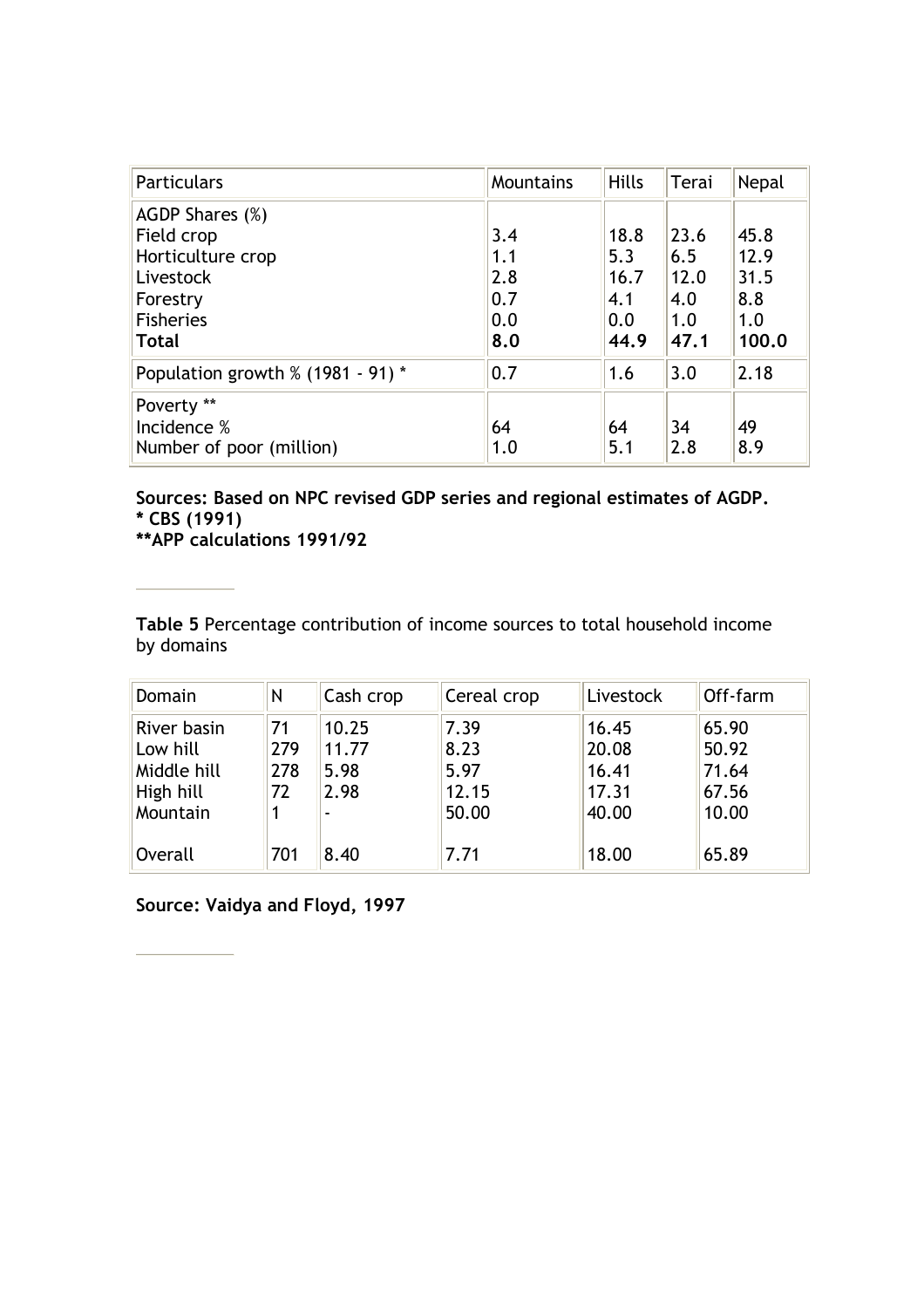| Particulars | Mountains | Hills | Terai | Nepal |
|---|---|---|---|---|
| AGDP Shares (%) | | | | |
| Field crop | 3.4 | 18.8 | 23.6 | 45.8 |
| Horticulture crop | 1.1 | 5.3 | 6.5 | 12.9 |
| Livestock | 2.8 | 16.7 | 12.0 | 31.5 |
| Forestry | 0.7 | 4.1 | 4.0 | 8.8 |
| Fisheries | 0.0 | 0.0 | 1.0 | 1.0 |
| **Total** | **8.0** | **44.9** | **47.1** | **100.0** |
| Population growth % (1981 - 91) * | 0.7 | 1.6 | 3.0 | 2.18 |
| Poverty ** | | | | |
| Incidence % | 64 | 64 | 34 | 49 |
| Number of poor (million) | 1.0 | 5.1 | 2.8 | 8.9 |

**Sources: Based on NPC revised GDP series and regional estimates of AGDP.**
**\* CBS (1991)**
**\*\*APP calculations 1991/92**

---

**Table 5** Percentage contribution of income sources to total household income by domains

| Domain | N | Cash crop | Cereal crop | Livestock | Off-farm |
|---|---|---|---|---|---|
| River basin | 71 | 10.25 | 7.39 | 16.45 | 65.90 |
| Low hill | 279 | 11.77 | 8.23 | 20.08 | 50.92 |
| Middle hill | 278 | 5.98 | 5.97 | 16.41 | 71.64 |
| High hill | 72 | 2.98 | 12.15 | 17.31 | 67.56 |
| Mountain | 1 | - | 50.00 | 40.00 | 10.00 |
| Overall | 701 | 8.40 | 7.71 | 18.00 | 65.89 |

**Source: Vaidya and Floyd, 1997**

---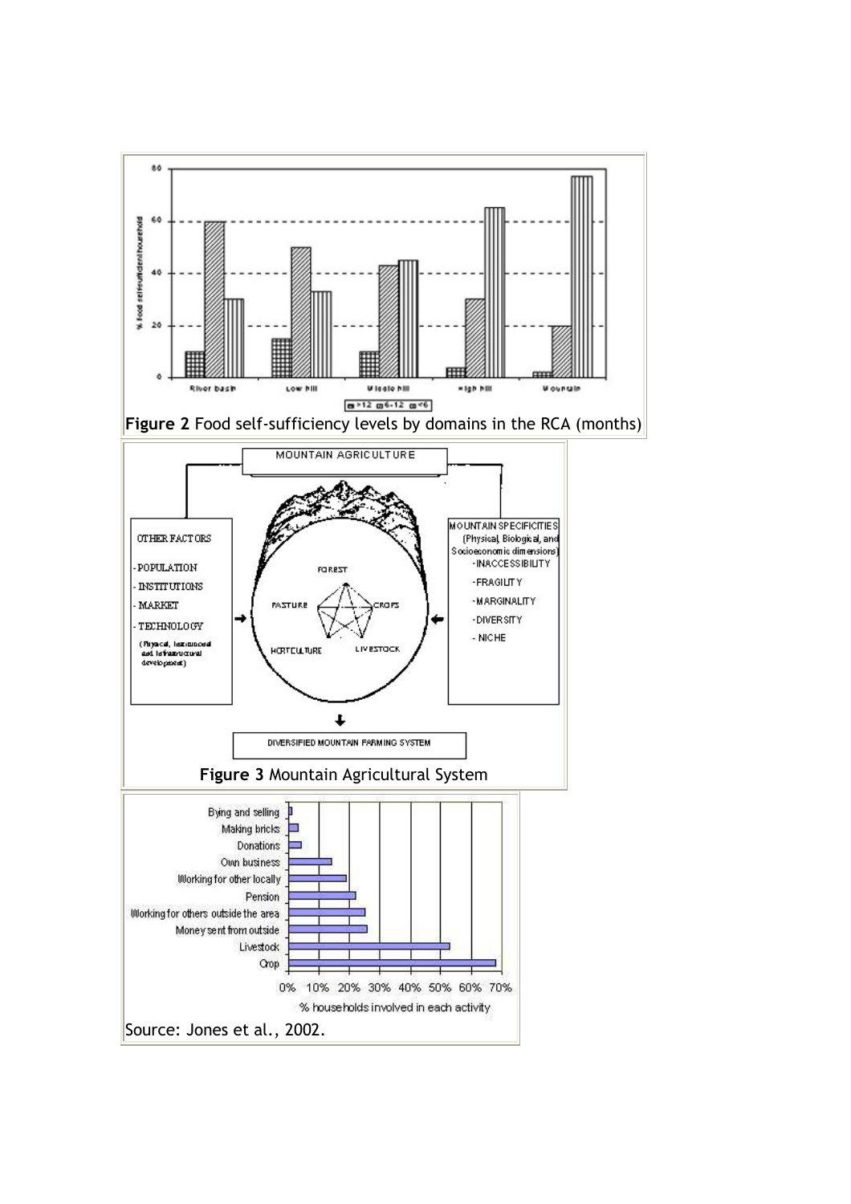80

60

40

20

0

% Food self-sufficient household

River basin

Low hill

Middle hill

High hill

Mountain

>12 6-12 <6

**Figure 2** Food self-sufficiency levels by domains in the RCA (months)

MOUNTAIN AGRICULTURE

OTHER FACTORS

- POPULATION
- INSTITUTIONS
- MARKET
- TECHNOLOGY

(Physical, Institutional and Infrastructural development)

FOREST

PASTURE

CROPS

HORTICULTURE

LIVESTOCK

MOUNTAIN SPECIFICITIES (Physical, Biological, and Socioeconomic dimensions)

- INACCESSIBILITY
- FRAGILITY
- MARGINALITY
- DIVERSITY
- NICHE

DIVERSIFIED MOUNTAIN FARMING SYSTEM

**Figure 3** Mountain Agricultural System

Bying and selling

Making bricks

Donations

Own business

Working for other locally

Pension

Working for others outside the area

Money sent from outside

Livestock

Crop

0% 10% 20% 30% 40% 50% 60% 70%

% households involved in each activity

Source: Jones et al., 2002.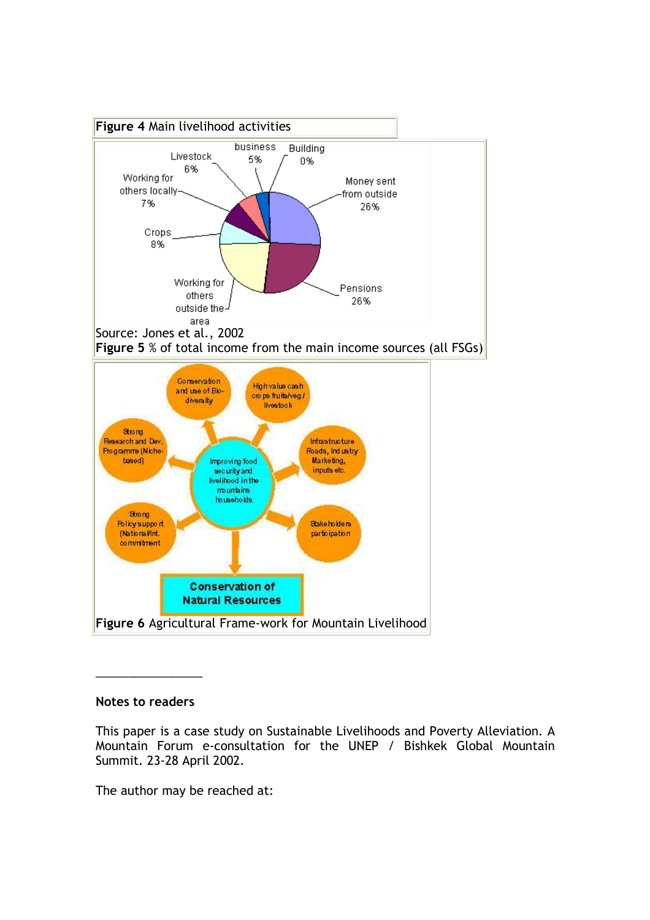**Figure 4** Main livelihood activities

Livestock 6%
business 5%
Building 0%
Working for others locally 7%
Money sent from outside 26%
Crops 8%
Working for others outside the area
Pensions 26%

Source: Jones et al., 2002

**Figure 5** % of total income from the main income sources (all FSGs)

Conservation and use of Bio-diversity
High value cash crops fruits/veg/ livestock
Strong Research and Dev. Programme (Niche-based)
Improving food security and livelihood in the mountains households
Infrastructure Roads, Industry Marketing, inputs etc.
Strong Policy support (National/Int. commitment
Stakeholders participation
Conservation of Natural Resources

**Figure 6** Agricultural Frame-work for Mountain Livelihood

---

**Notes to readers**

This paper is a case study on Sustainable Livelihoods and Poverty Alleviation. A Mountain Forum e-consultation for the UNEP / Bishkek Global Mountain Summit. 23-28 April 2002.

The author may be reached at: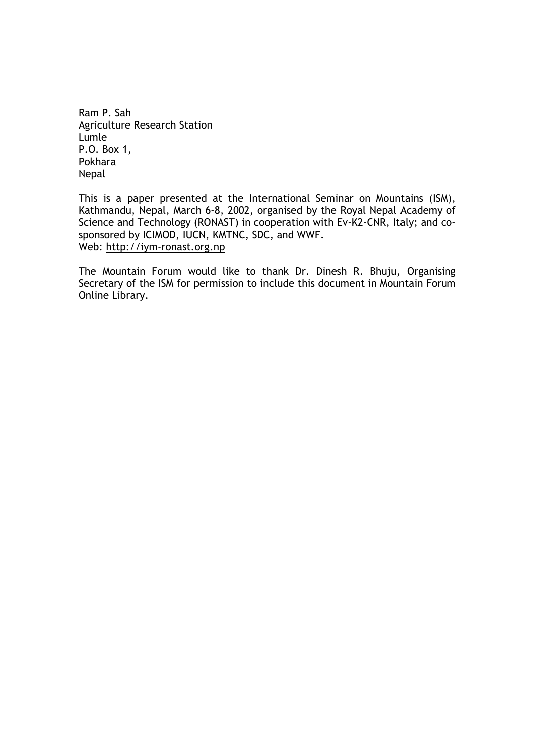Ram P. Sah
Agriculture Research Station
Lumle
P.O. Box 1,
Pokhara
Nepal

This is a paper presented at the International Seminar on Mountains (ISM), Kathmandu, Nepal, March 6-8, 2002, organised by the Royal Nepal Academy of Science and Technology (RONAST) in cooperation with Ev-K2-CNR, Italy; and co-sponsored by ICIMOD, IUCN, KMTNC, SDC, and WWF.
Web: http://iym-ronast.org.np

The Mountain Forum would like to thank Dr. Dinesh R. Bhuju, Organising Secretary of the ISM for permission to include this document in Mountain Forum Online Library.